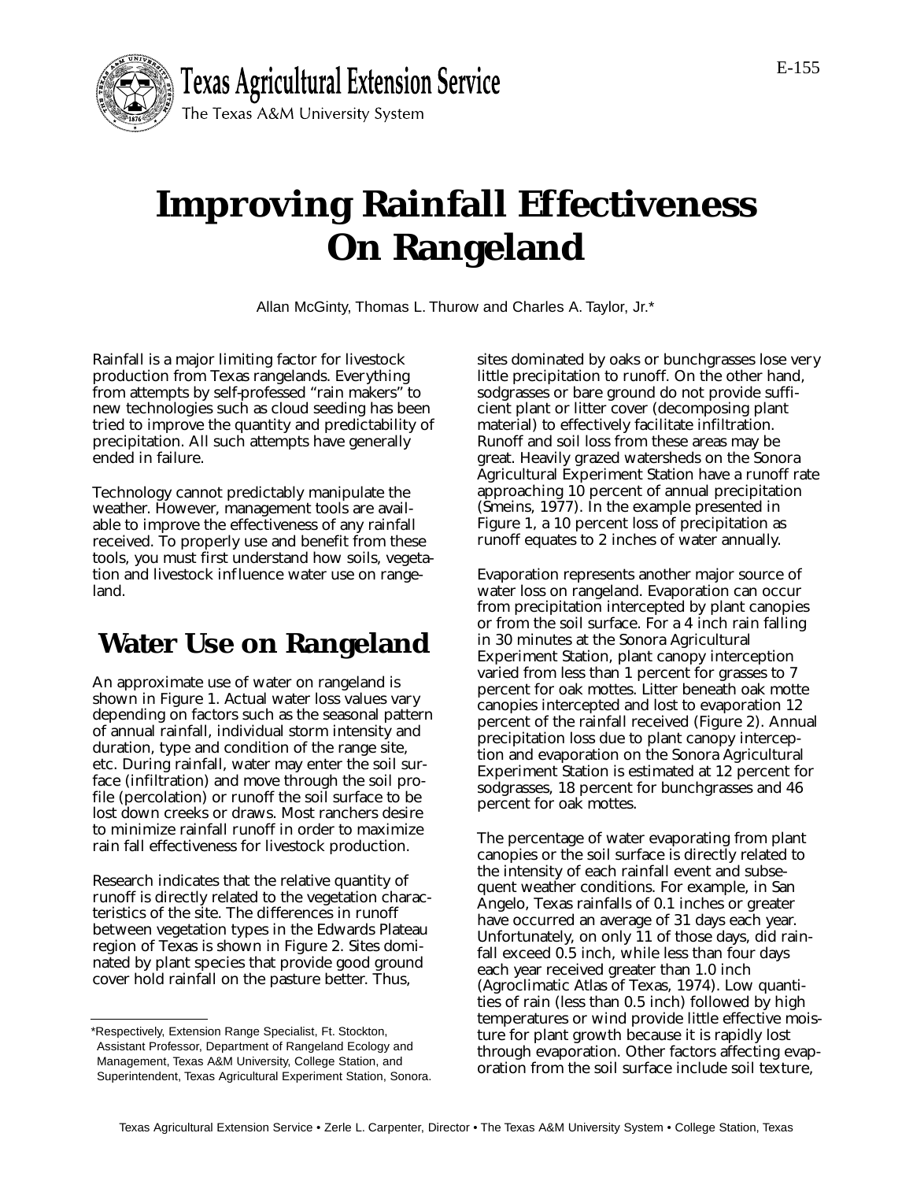Texas Agricultural Extension Service

The Texas A&M University System

E-155

# Improving Rainfall Effectiveness On Rangeland

Allan McGinty, Thomas L. Thurow and Charles A. Taylor, Jr.*

Rainfall is a major limiting factor for livestock production from Texas rangelands. Everything from attempts by self-professed "rain makers" to new technologies such as cloud seeding has been tried to improve the quantity and predictability of precipitation. All such attempts have generally ended in failure.

Technology cannot predictably manipulate the weather. However, management tools are available to improve the effectiveness of any rainfall received. To properly use and benefit from these tools, you must first understand how soils, vegetation and livestock influence water use on rangeland.

## Water Use on Rangeland

An approximate use of water on rangeland is shown in Figure 1. Actual water loss values vary depending on factors such as the seasonal pattern of annual rainfall, individual storm intensity and duration, type and condition of the range site, etc. During rainfall, water may enter the soil surface (infiltration) and move through the soil profile (percolation) or runoff the soil surface to be lost down creeks or draws. Most ranchers desire to minimize rainfall runoff in order to maximize rain fall effectiveness for livestock production.

Research indicates that the relative quantity of runoff is directly related to the vegetation characteristics of the site. The differences in runoff between vegetation types in the Edwards Plateau region of Texas is shown in Figure 2. Sites dominated by plant species that provide good ground cover hold rainfall on the pasture better. Thus, sites dominated by oaks or bunchgrasses lose very little precipitation to runoff. On the other hand, sodgrasses or bare ground do not provide sufficient plant or litter cover (decomposing plant material) to effectively facilitate infiltration. Runoff and soil loss from these areas may be great. Heavily grazed watersheds on the Sonora Agricultural Experiment Station have a runoff rate approaching 10 percent of annual precipitation (Smeins, 1977). In the example presented in Figure 1, a 10 percent loss of precipitation as runoff equates to 2 inches of water annually.

Evaporation represents another major source of water loss on rangeland. Evaporation can occur from precipitation intercepted by plant canopies or from the soil surface. For a 4 inch rain falling in 30 minutes at the Sonora Agricultural Experiment Station, plant canopy interception varied from less than 1 percent for grasses to 7 percent for oak mottes. Litter beneath oak motte canopies intercepted and lost to evaporation 12 percent of the rainfall received (Figure 2). Annual precipitation loss due to plant canopy interception and evaporation on the Sonora Agricultural Experiment Station is estimated at 12 percent for sodgrasses, 18 percent for bunchgrasses and 46 percent for oak mottes.

The percentage of water evaporating from plant canopies or the soil surface is directly related to the intensity of each rainfall event and subsequent weather conditions. For example, in San Angelo, Texas rainfalls of 0.1 inches or greater have occurred an average of 31 days each year. Unfortunately, on only 11 of those days, did rainfall exceed 0.5 inch, while less than four days each year received greater than 1.0 inch (Agroclimatic Atlas of Texas, 1974). Low quantities of rain (less than 0.5 inch) followed by high temperatures or wind provide little effective moisture for plant growth because it is rapidly lost through evaporation. Other factors affecting evaporation from the soil surface include soil texture,

---

*Respectively, Extension Range Specialist, Ft. Stockton, Assistant Professor, Department of Rangeland Ecology and Management, Texas A&M University, College Station, and Superintendent, Texas Agricultural Experiment Station, Sonora.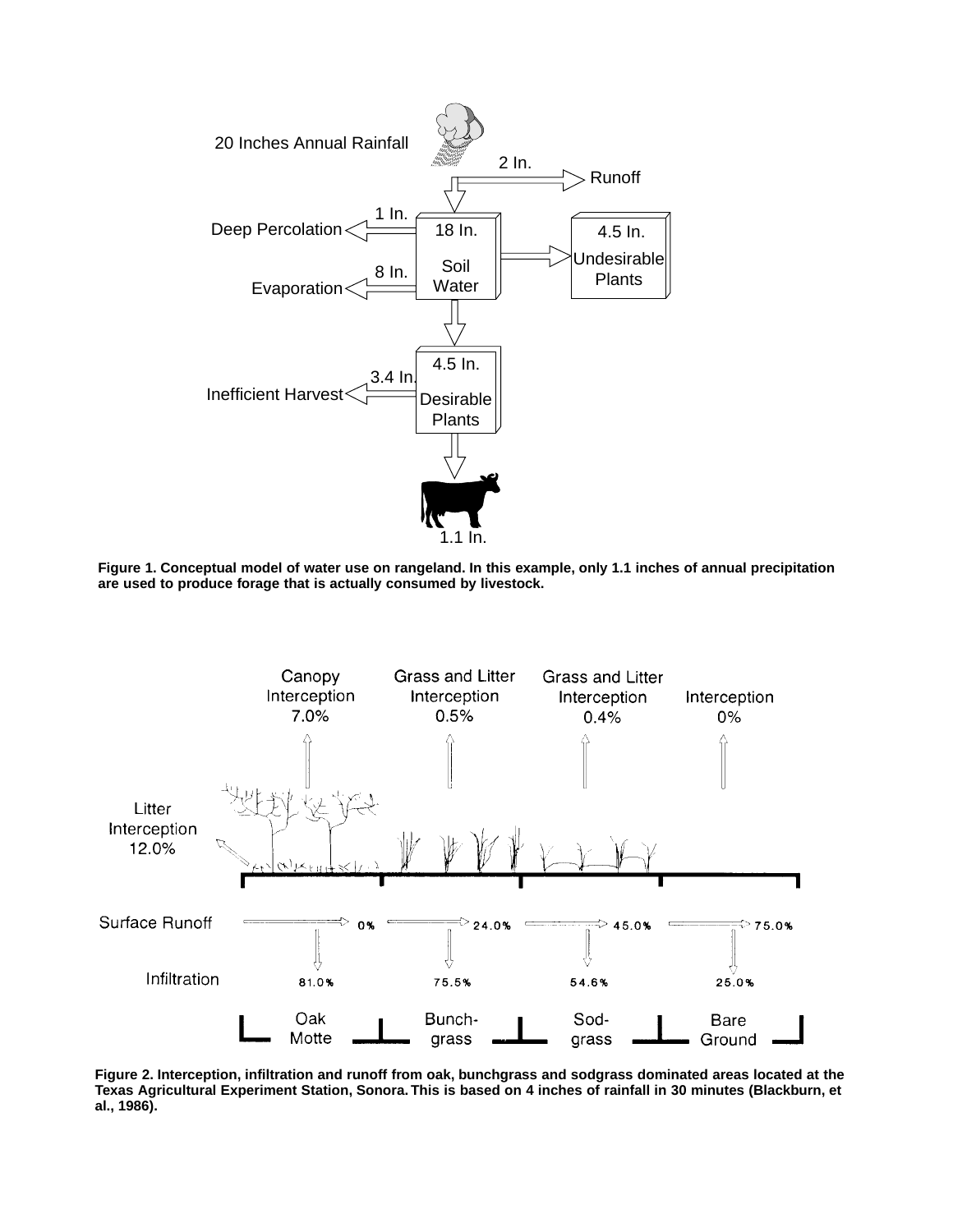20 Inches Annual Rainfall

2 In.

Runoff

1 In.

Deep Percolation

18 In.

Soil Water

4.5 In.

Undesirable Plants

8 In.

Evaporation

4.5 In.

Desirable Plants

3.4 In.

Inefficient Harvest

1.1 In.

**Figure 1. Conceptual model of water use on rangeland. In this example, only 1.1 inches of annual precipitation are used to produce forage that is actually consumed by livestock.**

| | Oak Motte | Bunch-grass | Sod-grass | Bare Ground |
|---|---|---|---|---|
| Interception | Canopy Interception 7.0%; Litter Interception 12.0% | Grass and Litter Interception 0.5% | Grass and Litter Interception 0.4% | Interception 0% |
| Surface Runoff | 0% | 24.0% | 45.0% | 75.0% |
| Infiltration | 81.0% | 75.5% | 54.6% | 25.0% |

**Figure 2. Interception, infiltration and runoff from oak, bunchgrass and sodgrass dominated areas located at the Texas Agricultural Experiment Station, Sonora. This is based on 4 inches of rainfall in 30 minutes (Blackburn, et al., 1986).**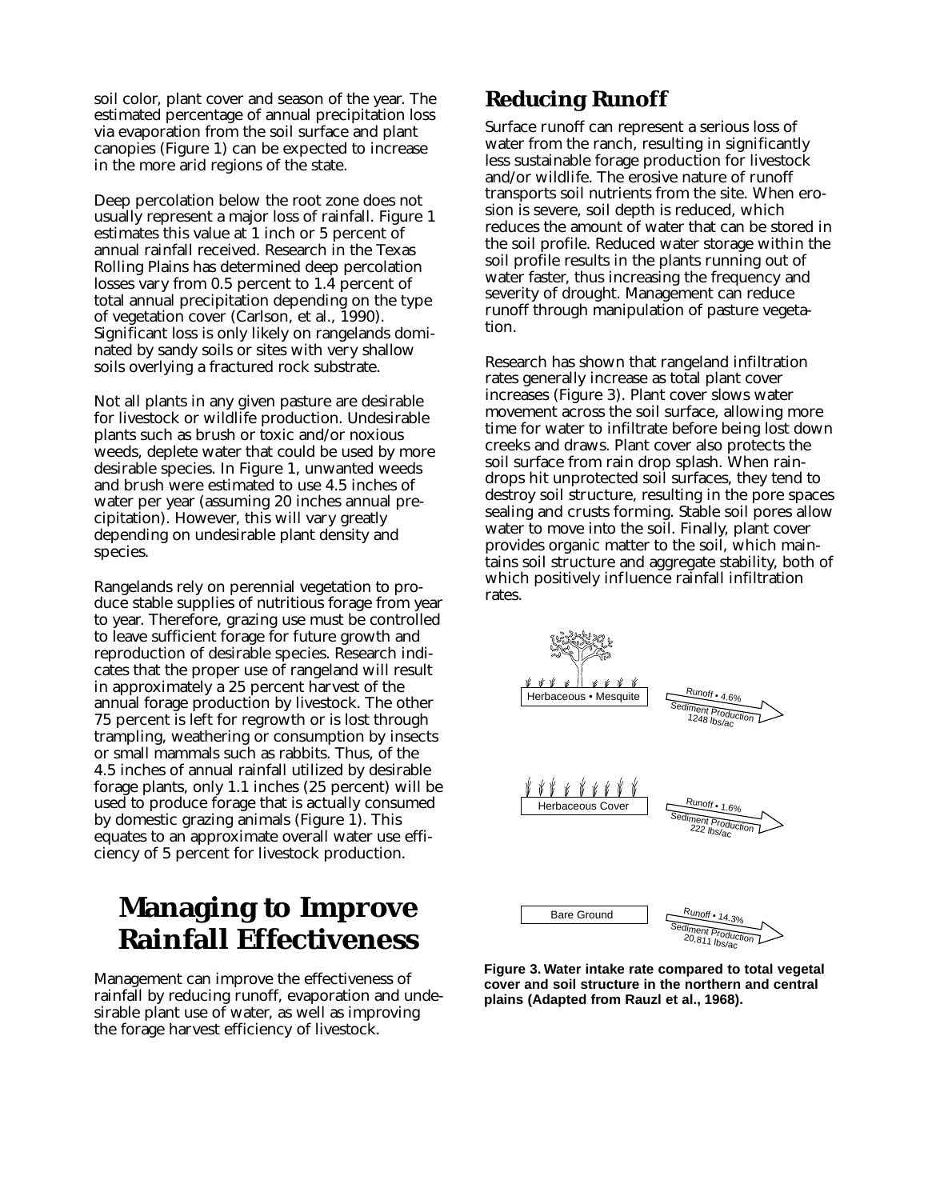soil color, plant cover and season of the year. The estimated percentage of annual precipitation loss via evaporation from the soil surface and plant canopies (Figure 1) can be expected to increase in the more arid regions of the state.

Deep percolation below the root zone does not usually represent a major loss of rainfall. Figure 1 estimates this value at 1 inch or 5 percent of annual rainfall received. Research in the Texas Rolling Plains has determined deep percolation losses vary from 0.5 percent to 1.4 percent of total annual precipitation depending on the type of vegetation cover (Carlson, et al., 1990). Significant loss is only likely on rangelands dominated by sandy soils or sites with very shallow soils overlying a fractured rock substrate.

Not all plants in any given pasture are desirable for livestock or wildlife production. Undesirable plants such as brush or toxic and/or noxious weeds, deplete water that could be used by more desirable species. In Figure 1, unwanted weeds and brush were estimated to use 4.5 inches of water per year (assuming 20 inches annual precipitation). However, this will vary greatly depending on undesirable plant density and species.

Rangelands rely on perennial vegetation to produce stable supplies of nutritious forage from year to year. Therefore, grazing use must be controlled to leave sufficient forage for future growth and reproduction of desirable species. Research indicates that the proper use of rangeland will result in approximately a 25 percent harvest of the annual forage production by livestock. The other 75 percent is left for regrowth or is lost through trampling, weathering or consumption by insects or small mammals such as rabbits. Thus, of the 4.5 inches of annual rainfall utilized by desirable forage plants, only 1.1 inches (25 percent) will be used to produce forage that is actually consumed by domestic grazing animals (Figure 1). This equates to an approximate overall water use efficiency of 5 percent for livestock production.

# Managing to Improve Rainfall Effectiveness

Management can improve the effectiveness of rainfall by reducing runoff, evaporation and undesirable plant use of water, as well as improving the forage harvest efficiency of livestock.

## Reducing Runoff

Surface runoff can represent a serious loss of water from the ranch, resulting in significantly less sustainable forage production for livestock and/or wildlife. The erosive nature of runoff transports soil nutrients from the site. When erosion is severe, soil depth is reduced, which reduces the amount of water that can be stored in the soil profile. Reduced water storage within the soil profile results in the plants running out of water faster, thus increasing the frequency and severity of drought. Management can reduce runoff through manipulation of pasture vegetation.

Research has shown that rangeland infiltration rates generally increase as total plant cover increases (Figure 3). Plant cover slows water movement across the soil surface, allowing more time for water to infiltrate before being lost down creeks and draws. Plant cover also protects the soil surface from rain drop splash. When raindrops hit unprotected soil surfaces, they tend to destroy soil structure, resulting in the pore spaces sealing and crusts forming. Stable soil pores allow water to move into the soil. Finally, plant cover provides organic matter to the soil, which maintains soil structure and aggregate stability, both of which positively influence rainfall infiltration rates.

Herbaceous • Mesquite — Runoff • 4.6%, Sediment Production 1248 lbs/ac

Herbaceous Cover — Runoff • 1.6%, Sediment Production 222 lbs/ac

Bare Ground — Runoff • 14.3%, Sediment Production 20,811 lbs/ac

**Figure 3. Water intake rate compared to total vegetal cover and soil structure in the northern and central plains (Adapted from Rauzl et al., 1968).**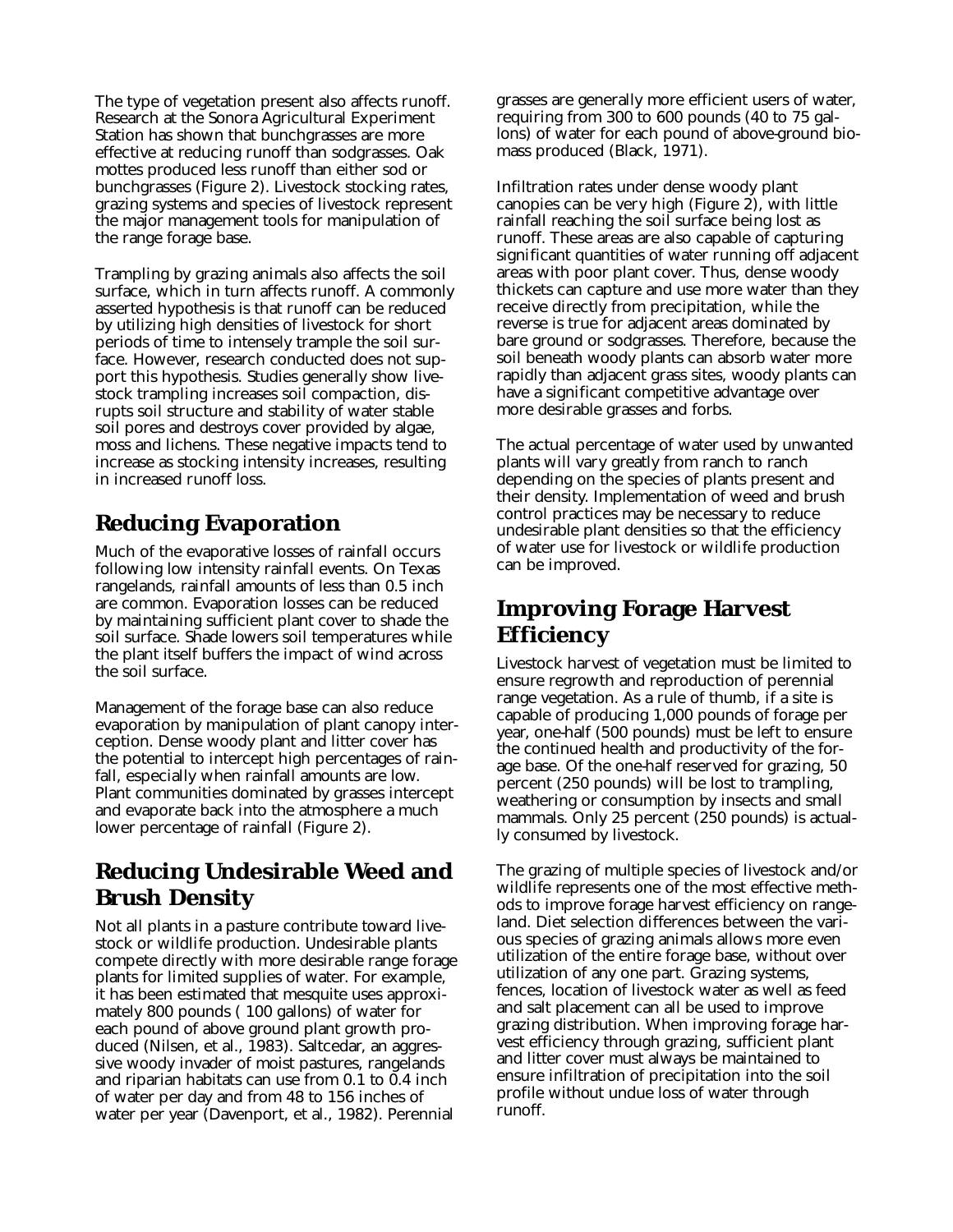The type of vegetation present also affects runoff. Research at the Sonora Agricultural Experiment Station has shown that bunchgrasses are more effective at reducing runoff than sodgrasses. Oak mottes produced less runoff than either sod or bunchgrasses (Figure 2). Livestock stocking rates, grazing systems and species of livestock represent the major management tools for manipulation of the range forage base.

Trampling by grazing animals also affects the soil surface, which in turn affects runoff. A commonly asserted hypothesis is that runoff can be reduced by utilizing high densities of livestock for short periods of time to intensely trample the soil surface. However, research conducted does not support this hypothesis. Studies generally show livestock trampling increases soil compaction, disrupts soil structure and stability of water stable soil pores and destroys cover provided by algae, moss and lichens. These negative impacts tend to increase as stocking intensity increases, resulting in increased runoff loss.

## Reducing Evaporation

Much of the evaporative losses of rainfall occurs following low intensity rainfall events. On Texas rangelands, rainfall amounts of less than 0.5 inch are common. Evaporation losses can be reduced by maintaining sufficient plant cover to shade the soil surface. Shade lowers soil temperatures while the plant itself buffers the impact of wind across the soil surface.

Management of the forage base can also reduce evaporation by manipulation of plant canopy interception. Dense woody plant and litter cover has the potential to intercept high percentages of rainfall, especially when rainfall amounts are low. Plant communities dominated by grasses intercept and evaporate back into the atmosphere a much lower percentage of rainfall (Figure 2).

## Reducing Undesirable Weed and Brush Density

Not all plants in a pasture contribute toward livestock or wildlife production. Undesirable plants compete directly with more desirable range forage plants for limited supplies of water. For example, it has been estimated that mesquite uses approximately 800 pounds ( 100 gallons) of water for each pound of above ground plant growth produced (Nilsen, et al., 1983). Saltcedar, an aggressive woody invader of moist pastures, rangelands and riparian habitats can use from 0.1 to 0.4 inch of water per day and from 48 to 156 inches of water per year (Davenport, et al., 1982). Perennial grasses are generally more efficient users of water, requiring from 300 to 600 pounds (40 to 75 gallons) of water for each pound of above-ground biomass produced (Black, 1971).

Infiltration rates under dense woody plant canopies can be very high (Figure 2), with little rainfall reaching the soil surface being lost as runoff. These areas are also capable of capturing significant quantities of water running off adjacent areas with poor plant cover. Thus, dense woody thickets can capture and use more water than they receive directly from precipitation, while the reverse is true for adjacent areas dominated by bare ground or sodgrasses. Therefore, because the soil beneath woody plants can absorb water more rapidly than adjacent grass sites, woody plants can have a significant competitive advantage over more desirable grasses and forbs.

The actual percentage of water used by unwanted plants will vary greatly from ranch to ranch depending on the species of plants present and their density. Implementation of weed and brush control practices may be necessary to reduce undesirable plant densities so that the efficiency of water use for livestock or wildlife production can be improved.

## Improving Forage Harvest Efficiency

Livestock harvest of vegetation must be limited to ensure regrowth and reproduction of perennial range vegetation. As a rule of thumb, if a site is capable of producing 1,000 pounds of forage per year, one-half (500 pounds) must be left to ensure the continued health and productivity of the forage base. Of the one-half reserved for grazing, 50 percent (250 pounds) will be lost to trampling, weathering or consumption by insects and small mammals. Only 25 percent (250 pounds) is actually consumed by livestock.

The grazing of multiple species of livestock and/or wildlife represents one of the most effective methods to improve forage harvest efficiency on rangeland. Diet selection differences between the various species of grazing animals allows more even utilization of the entire forage base, without over utilization of any one part. Grazing systems, fences, location of livestock water as well as feed and salt placement can all be used to improve grazing distribution. When improving forage harvest efficiency through grazing, sufficient plant and litter cover must always be maintained to ensure infiltration of precipitation into the soil profile without undue loss of water through runoff.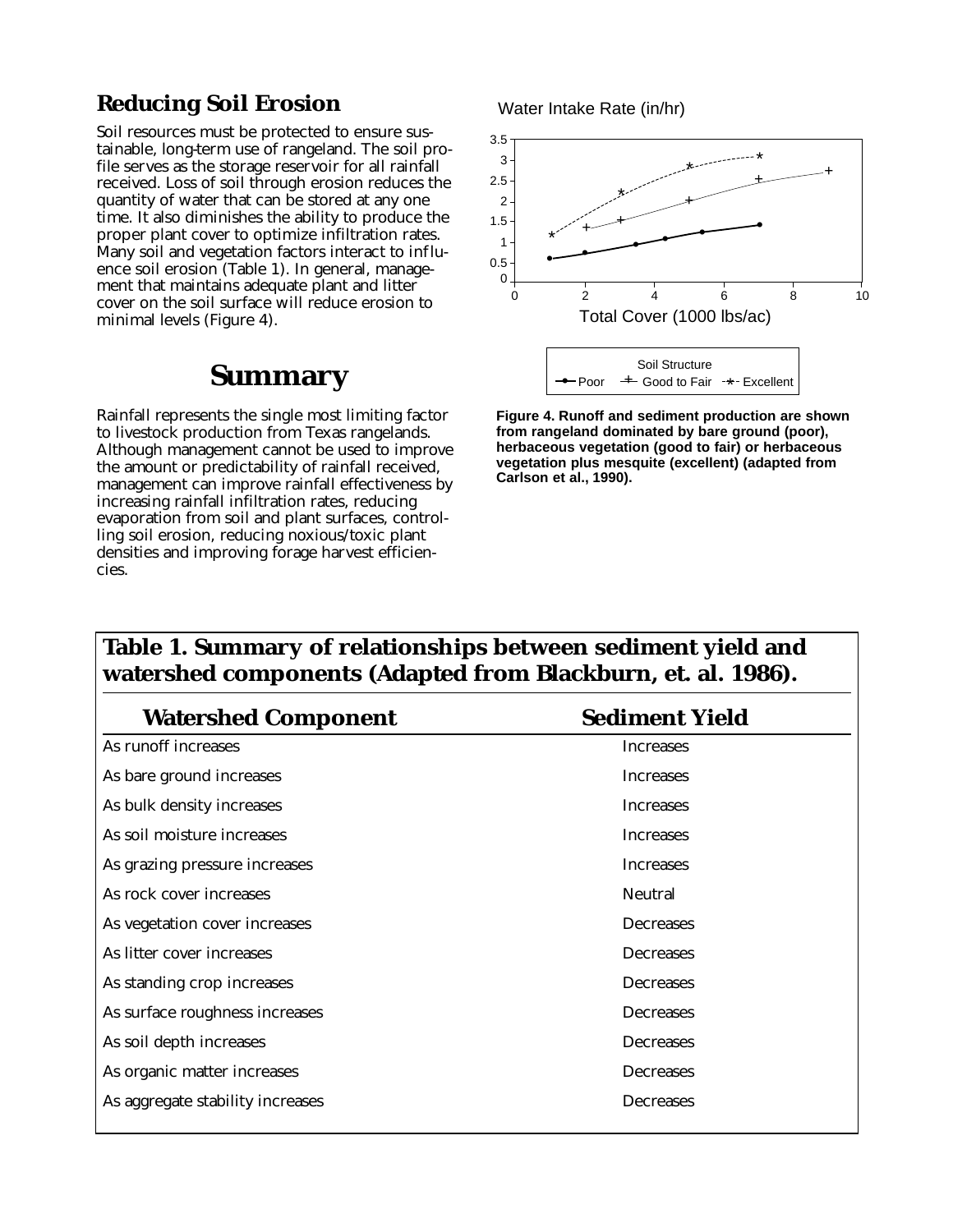## Reducing Soil Erosion

Soil resources must be protected to ensure sustainable, long-term use of rangeland. The soil profile serves as the storage reservoir for all rainfall received. Loss of soil through erosion reduces the quantity of water that can be stored at any one time. It also diminishes the ability to produce the proper plant cover to optimize infiltration rates. Many soil and vegetation factors interact to influence soil erosion (Table 1). In general, management that maintains adequate plant and litter cover on the soil surface will reduce erosion to minimal levels (Figure 4).

# Summary

Rainfall represents the single most limiting factor to livestock production from Texas rangelands. Although management cannot be used to improve the amount or predictability of rainfall received, management can improve rainfall effectiveness by increasing rainfall infiltration rates, reducing evaporation from soil and plant surfaces, controlling soil erosion, reducing noxious/toxic plant densities and improving forage harvest efficiencies.

**Figure 4. Runoff and sediment production are shown from rangeland dominated by bare ground (poor), herbaceous vegetation (good to fair) or herbaceous vegetation plus mesquite (excellent) (adapted from Carlson et al., 1990).**

**Table 1. Summary of relationships between sediment yield and watershed components (Adapted from Blackburn, et. al. 1986).**

| Watershed Component | Sediment Yield |
|---|---|
| As runoff increases | Increases |
| As bare ground increases | Increases |
| As bulk density increases | Increases |
| As soil moisture increases | Increases |
| As grazing pressure increases | Increases |
| As rock cover increases | Neutral |
| As vegetation cover increases | Decreases |
| As litter cover increases | Decreases |
| As standing crop increases | Decreases |
| As surface roughness increases | Decreases |
| As soil depth increases | Decreases |
| As organic matter increases | Decreases |
| As aggregate stability increases | Decreases |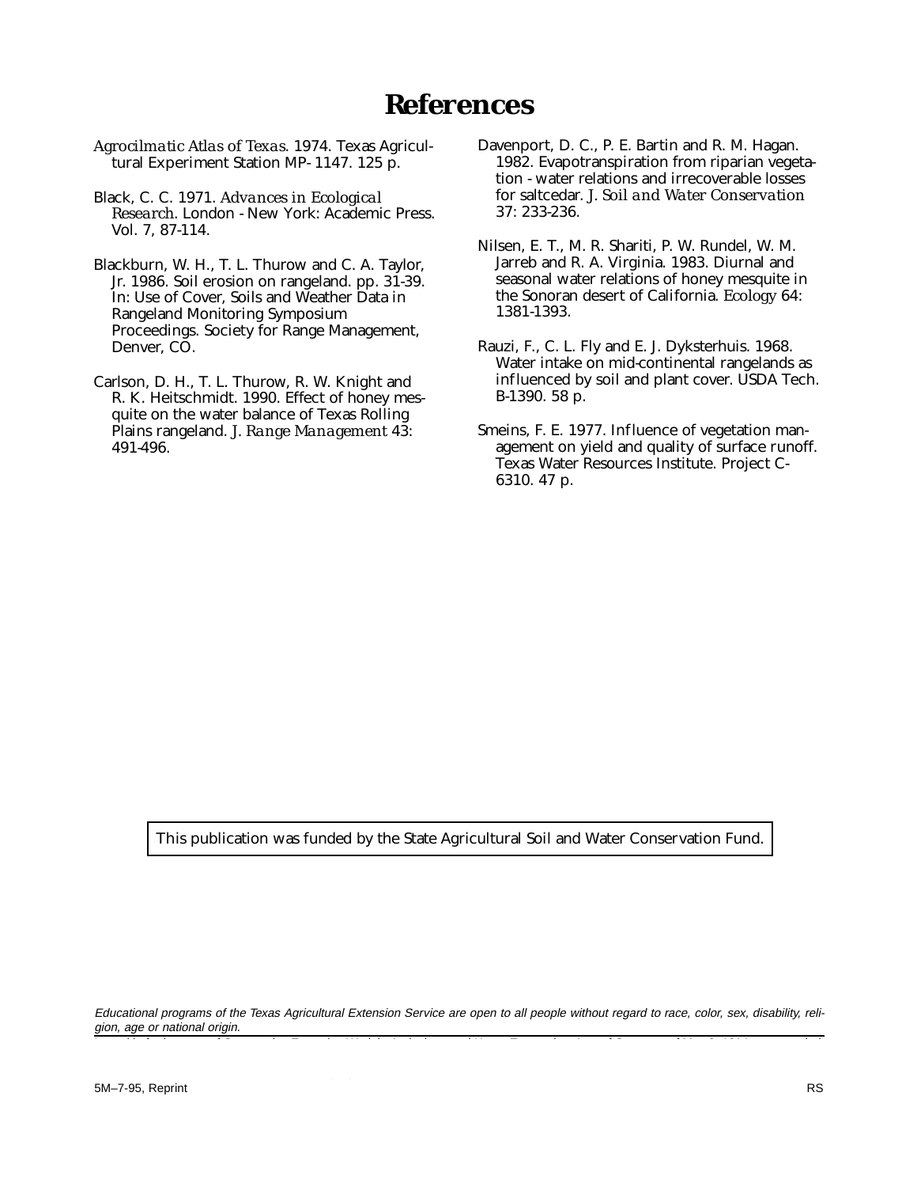# References

*Agrocilmatic Atlas of Texas.* 1974. Texas Agricultural Experiment Station MP-1147. 125 p.

Black, C. C. 1971. *Advances in Ecological Research.* London - New York: Academic Press. Vol. 7, 87-114.

Blackburn, W. H., T. L. Thurow and C. A. Taylor, Jr. 1986. Soil erosion on rangeland. pp. 31-39. In: Use of Cover, Soils and Weather Data in Rangeland Monitoring Symposium Proceedings. Society for Range Management, Denver, CO.

Carlson, D. H., T. L. Thurow, R. W. Knight and R. K. Heitschmidt. 1990. Effect of honey mesquite on the water balance of Texas Rolling Plains rangeland. *J. Range Management* 43: 491-496.

Davenport, D. C., P. E. Bartin and R. M. Hagan. 1982. Evapotranspiration from riparian vegetation - water relations and irrecoverable losses for saltcedar. *J. Soil and Water Conservation* 37: 233-236.

Nilsen, E. T., M. R. Shariti, P. W. Rundel, W. M. Jarreb and R. A. Virginia. 1983. Diurnal and seasonal water relations of honey mesquite in the Sonoran desert of California. *Ecology* 64: 1381-1393.

Rauzi, F., C. L. Fly and E. J. Dyksterhuis. 1968. Water intake on mid-continental rangelands as influenced by soil and plant cover. USDA Tech. B-1390. 58 p.

Smeins, F. E. 1977. Influence of vegetation management on yield and quality of surface runoff. Texas Water Resources Institute. Project C-6310. 47 p.

This publication was funded by the State Agricultural Soil and Water Conservation Fund.

*Educational programs of the Texas Agricultural Extension Service are open to all people without regard to race, color, sex, disability, religion, age or national origin.*

5M–7-95, Reprint RS